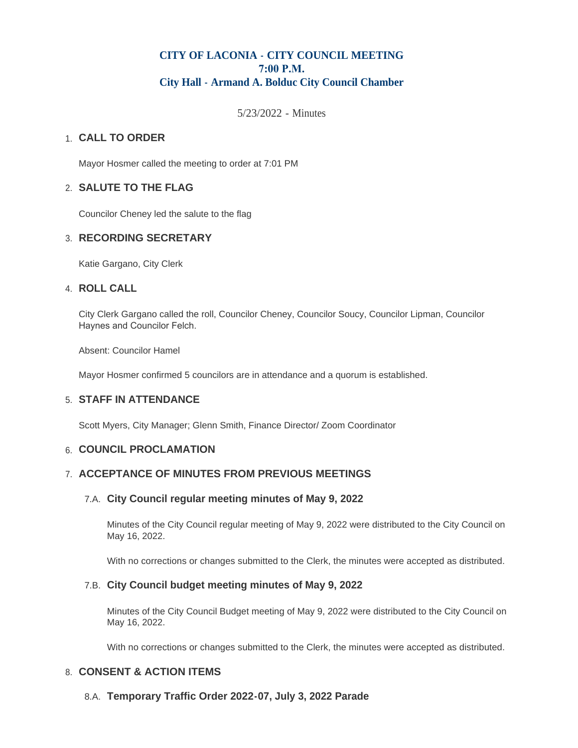# CITY OF LACONIA - CITY COUNCIL MEETING
## 7:00 P.M.
## City Hall - Armand A. Bolduc City Council Chamber

5/23/2022 - Minutes

### 1. CALL TO ORDER

Mayor Hosmer called the meeting to order at 7:01 PM

### 2. SALUTE TO THE FLAG

Councilor Cheney led the salute to the flag

### 3. RECORDING SECRETARY

Katie Gargano, City Clerk

### 4. ROLL CALL

City Clerk Gargano called the roll, Councilor Cheney, Councilor Soucy, Councilor Lipman, Councilor Haynes and Councilor Felch.

Absent: Councilor Hamel

Mayor Hosmer confirmed 5 councilors are in attendance and a quorum is established.

### 5. STAFF IN ATTENDANCE

Scott Myers, City Manager; Glenn Smith, Finance Director/ Zoom Coordinator

### 6. COUNCIL PROCLAMATION

### 7. ACCEPTANCE OF MINUTES FROM PREVIOUS MEETINGS

#### 7.A. City Council regular meeting minutes of May 9, 2022

Minutes of the City Council regular meeting of May 9, 2022 were distributed to the City Council on May 16, 2022.

With no corrections or changes submitted to the Clerk, the minutes were accepted as distributed.

#### 7.B. City Council budget meeting minutes of May 9, 2022

Minutes of the City Council Budget meeting of May 9, 2022 were distributed to the City Council on May 16, 2022.

With no corrections or changes submitted to the Clerk, the minutes were accepted as distributed.

### 8. CONSENT & ACTION ITEMS

#### 8.A. Temporary Traffic Order 2022-07, July 3, 2022 Parade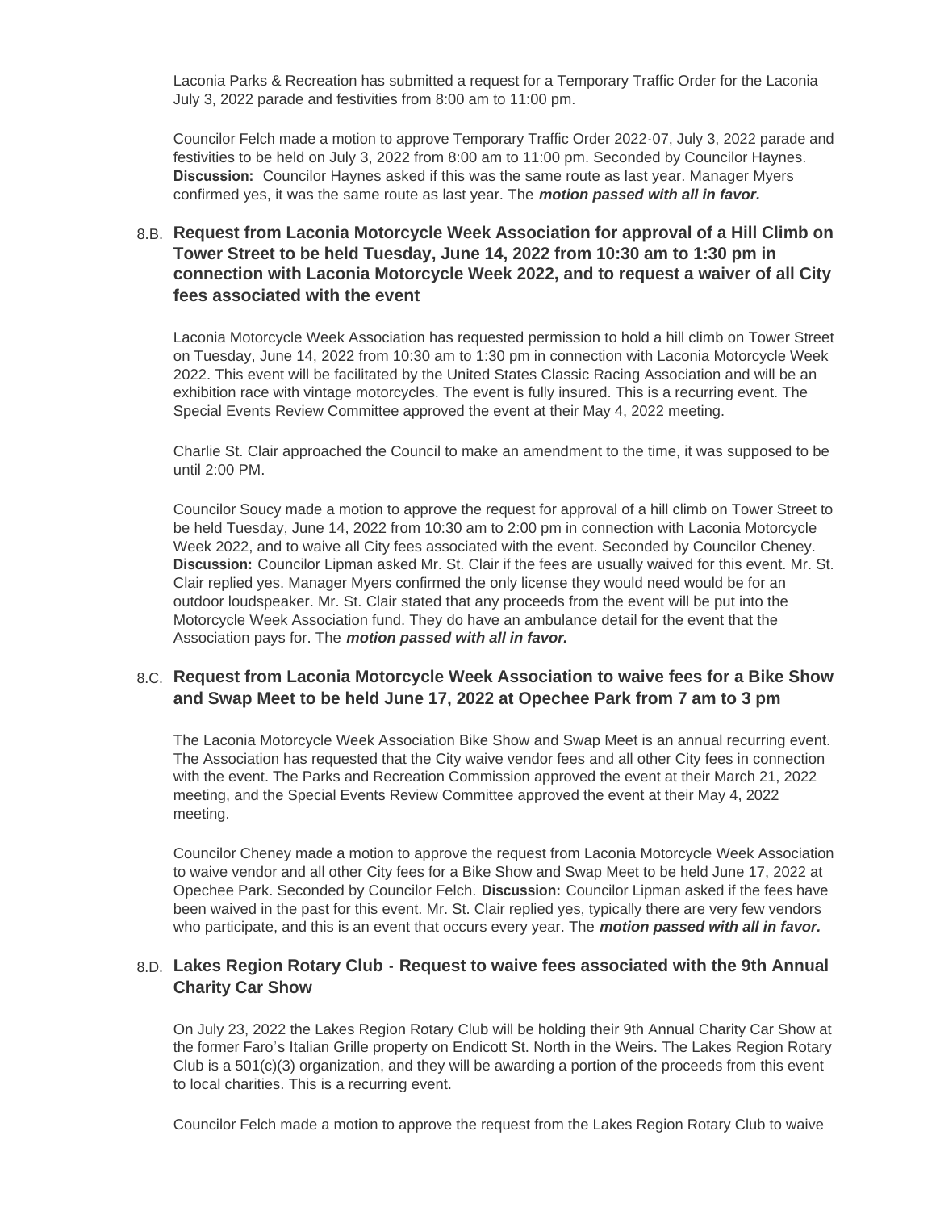Laconia Parks & Recreation has submitted a request for a Temporary Traffic Order for the Laconia July 3, 2022 parade and festivities from 8:00 am to 11:00 pm.

Councilor Felch made a motion to approve Temporary Traffic Order 2022-07, July 3, 2022 parade and festivities to be held on July 3, 2022 from 8:00 am to 11:00 pm. Seconded by Councilor Haynes. **Discussion:** Councilor Haynes asked if this was the same route as last year. Manager Myers confirmed yes, it was the same route as last year. The ***motion passed with all in favor.***

### 8.B. Request from Laconia Motorcycle Week Association for approval of a Hill Climb on Tower Street to be held Tuesday, June 14, 2022 from 10:30 am to 1:30 pm in connection with Laconia Motorcycle Week 2022, and to request a waiver of all City fees associated with the event

Laconia Motorcycle Week Association has requested permission to hold a hill climb on Tower Street on Tuesday, June 14, 2022 from 10:30 am to 1:30 pm in connection with Laconia Motorcycle Week 2022. This event will be facilitated by the United States Classic Racing Association and will be an exhibition race with vintage motorcycles. The event is fully insured. This is a recurring event. The Special Events Review Committee approved the event at their May 4, 2022 meeting.

Charlie St. Clair approached the Council to make an amendment to the time, it was supposed to be until 2:00 PM.

Councilor Soucy made a motion to approve the request for approval of a hill climb on Tower Street to be held Tuesday, June 14, 2022 from 10:30 am to 2:00 pm in connection with Laconia Motorcycle Week 2022, and to waive all City fees associated with the event. Seconded by Councilor Cheney. **Discussion:** Councilor Lipman asked Mr. St. Clair if the fees are usually waived for this event. Mr. St. Clair replied yes. Manager Myers confirmed the only license they would need would be for an outdoor loudspeaker. Mr. St. Clair stated that any proceeds from the event will be put into the Motorcycle Week Association fund. They do have an ambulance detail for the event that the Association pays for. The ***motion passed with all in favor.***

### 8.C. Request from Laconia Motorcycle Week Association to waive fees for a Bike Show and Swap Meet to be held June 17, 2022 at Opechee Park from 7 am to 3 pm

The Laconia Motorcycle Week Association Bike Show and Swap Meet is an annual recurring event. The Association has requested that the City waive vendor fees and all other City fees in connection with the event. The Parks and Recreation Commission approved the event at their March 21, 2022 meeting, and the Special Events Review Committee approved the event at their May 4, 2022 meeting.

Councilor Cheney made a motion to approve the request from Laconia Motorcycle Week Association to waive vendor and all other City fees for a Bike Show and Swap Meet to be held June 17, 2022 at Opechee Park. Seconded by Councilor Felch. **Discussion:** Councilor Lipman asked if the fees have been waived in the past for this event. Mr. St. Clair replied yes, typically there are very few vendors who participate, and this is an event that occurs every year. The ***motion passed with all in favor.***

### 8.D. Lakes Region Rotary Club - Request to waive fees associated with the 9th Annual Charity Car Show

On July 23, 2022 the Lakes Region Rotary Club will be holding their 9th Annual Charity Car Show at the former Faro's Italian Grille property on Endicott St. North in the Weirs. The Lakes Region Rotary Club is a 501(c)(3) organization, and they will be awarding a portion of the proceeds from this event to local charities. This is a recurring event.

Councilor Felch made a motion to approve the request from the Lakes Region Rotary Club to waive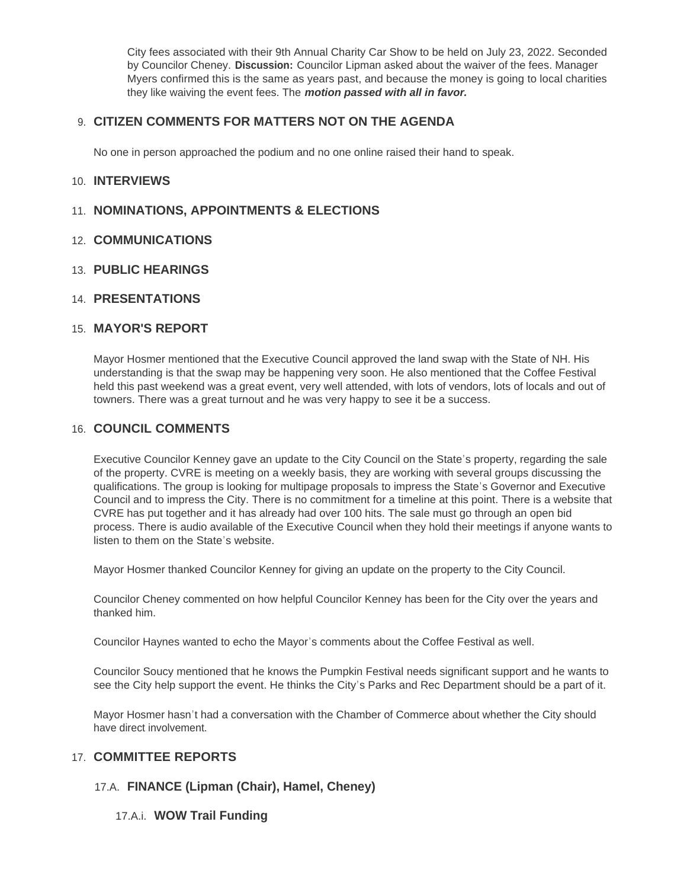City fees associated with their 9th Annual Charity Car Show to be held on July 23, 2022. Seconded by Councilor Cheney. **Discussion:** Councilor Lipman asked about the waiver of the fees. Manager Myers confirmed this is the same as years past, and because the money is going to local charities they like waiving the event fees. The ***motion passed with all in favor.***

## 9. CITIZEN COMMENTS FOR MATTERS NOT ON THE AGENDA

No one in person approached the podium and no one online raised their hand to speak.

## 10. INTERVIEWS

## 11. NOMINATIONS, APPOINTMENTS & ELECTIONS

## 12. COMMUNICATIONS

## 13. PUBLIC HEARINGS

## 14. PRESENTATIONS

## 15. MAYOR'S REPORT

Mayor Hosmer mentioned that the Executive Council approved the land swap with the State of NH. His understanding is that the swap may be happening very soon. He also mentioned that the Coffee Festival held this past weekend was a great event, very well attended, with lots of vendors, lots of locals and out of towners. There was a great turnout and he was very happy to see it be a success.

## 16. COUNCIL COMMENTS

Executive Councilor Kenney gave an update to the City Council on the State's property, regarding the sale of the property. CVRE is meeting on a weekly basis, they are working with several groups discussing the qualifications. The group is looking for multipage proposals to impress the State's Governor and Executive Council and to impress the City. There is no commitment for a timeline at this point. There is a website that CVRE has put together and it has already had over 100 hits. The sale must go through an open bid process. There is audio available of the Executive Council when they hold their meetings if anyone wants to listen to them on the State's website.

Mayor Hosmer thanked Councilor Kenney for giving an update on the property to the City Council.

Councilor Cheney commented on how helpful Councilor Kenney has been for the City over the years and thanked him.

Councilor Haynes wanted to echo the Mayor's comments about the Coffee Festival as well.

Councilor Soucy mentioned that he knows the Pumpkin Festival needs significant support and he wants to see the City help support the event. He thinks the City's Parks and Rec Department should be a part of it.

Mayor Hosmer hasn't had a conversation with the Chamber of Commerce about whether the City should have direct involvement.

## 17. COMMITTEE REPORTS

### 17.A. FINANCE (Lipman (Chair), Hamel, Cheney)

#### 17.A.i. WOW Trail Funding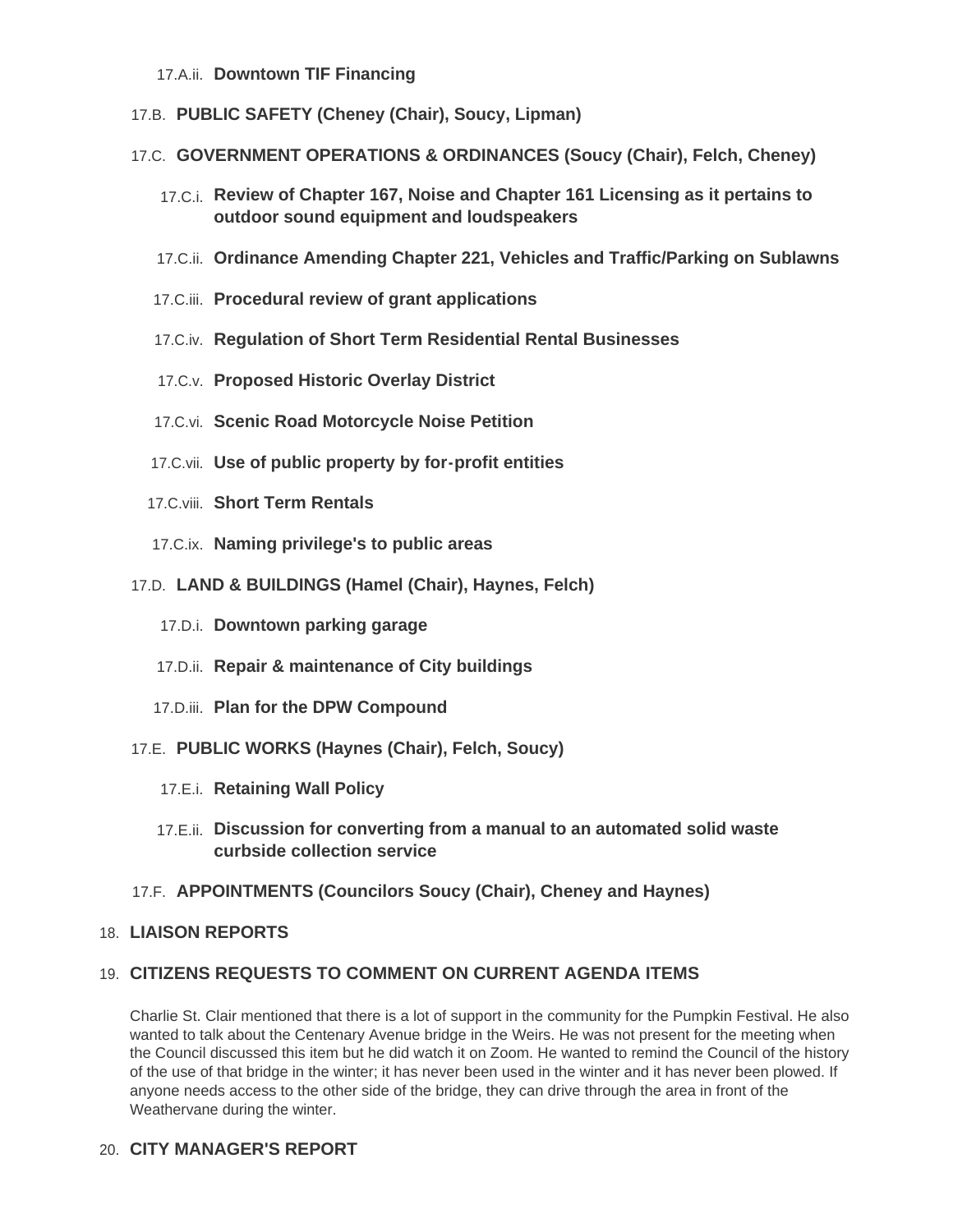17.A.ii. **Downtown TIF Financing**

17.B. **PUBLIC SAFETY (Cheney (Chair), Soucy, Lipman)**

17.C. **GOVERNMENT OPERATIONS & ORDINANCES (Soucy (Chair), Felch, Cheney)**

17.C.i. **Review of Chapter 167, Noise and Chapter 161 Licensing as it pertains to outdoor sound equipment and loudspeakers**

17.C.ii. **Ordinance Amending Chapter 221, Vehicles and Traffic/Parking on Sublawns**

17.C.iii. **Procedural review of grant applications**

17.C.iv. **Regulation of Short Term Residential Rental Businesses**

17.C.v. **Proposed Historic Overlay District**

17.C.vi. **Scenic Road Motorcycle Noise Petition**

17.C.vii. **Use of public property by for-profit entities**

17.C.viii. **Short Term Rentals**

17.C.ix. **Naming privilege's to public areas**

17.D. **LAND & BUILDINGS (Hamel (Chair), Haynes, Felch)**

17.D.i. **Downtown parking garage**

17.D.ii. **Repair & maintenance of City buildings**

17.D.iii. **Plan for the DPW Compound**

17.E. **PUBLIC WORKS (Haynes (Chair), Felch, Soucy)**

17.E.i. **Retaining Wall Policy**

17.E.ii. **Discussion for converting from a manual to an automated solid waste curbside collection service**

17.F. **APPOINTMENTS (Councilors Soucy (Chair), Cheney and Haynes)**

## 18. LIAISON REPORTS

## 19. CITIZENS REQUESTS TO COMMENT ON CURRENT AGENDA ITEMS

Charlie St. Clair mentioned that there is a lot of support in the community for the Pumpkin Festival. He also wanted to talk about the Centenary Avenue bridge in the Weirs. He was not present for the meeting when the Council discussed this item but he did watch it on Zoom. He wanted to remind the Council of the history of the use of that bridge in the winter; it has never been used in the winter and it has never been plowed. If anyone needs access to the other side of the bridge, they can drive through the area in front of the Weathervane during the winter.

## 20. CITY MANAGER'S REPORT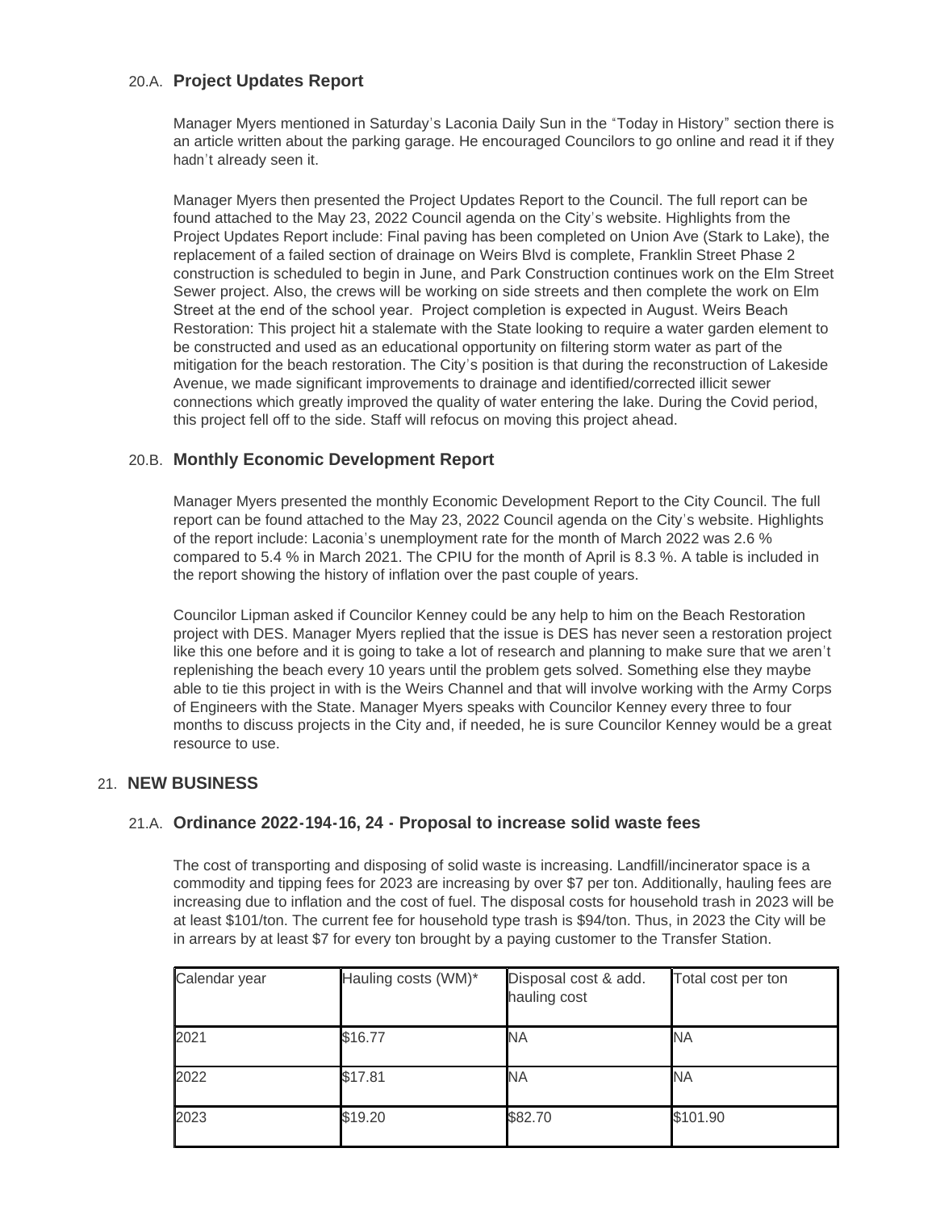### 20.A. Project Updates Report

Manager Myers mentioned in Saturday's Laconia Daily Sun in the "Today in History" section there is an article written about the parking garage. He encouraged Councilors to go online and read it if they hadn't already seen it.

Manager Myers then presented the Project Updates Report to the Council. The full report can be found attached to the May 23, 2022 Council agenda on the City's website. Highlights from the Project Updates Report include: Final paving has been completed on Union Ave (Stark to Lake), the replacement of a failed section of drainage on Weirs Blvd is complete, Franklin Street Phase 2 construction is scheduled to begin in June, and Park Construction continues work on the Elm Street Sewer project. Also, the crews will be working on side streets and then complete the work on Elm Street at the end of the school year. Project completion is expected in August. Weirs Beach Restoration: This project hit a stalemate with the State looking to require a water garden element to be constructed and used as an educational opportunity on filtering storm water as part of the mitigation for the beach restoration. The City's position is that during the reconstruction of Lakeside Avenue, we made significant improvements to drainage and identified/corrected illicit sewer connections which greatly improved the quality of water entering the lake. During the Covid period, this project fell off to the side. Staff will refocus on moving this project ahead.

### 20.B. Monthly Economic Development Report

Manager Myers presented the monthly Economic Development Report to the City Council. The full report can be found attached to the May 23, 2022 Council agenda on the City's website. Highlights of the report include: Laconia's unemployment rate for the month of March 2022 was 2.6 % compared to 5.4 % in March 2021. The CPIU for the month of April is 8.3 %. A table is included in the report showing the history of inflation over the past couple of years.

Councilor Lipman asked if Councilor Kenney could be any help to him on the Beach Restoration project with DES. Manager Myers replied that the issue is DES has never seen a restoration project like this one before and it is going to take a lot of research and planning to make sure that we aren't replenishing the beach every 10 years until the problem gets solved. Something else they maybe able to tie this project in with is the Weirs Channel and that will involve working with the Army Corps of Engineers with the State. Manager Myers speaks with Councilor Kenney every three to four months to discuss projects in the City and, if needed, he is sure Councilor Kenney would be a great resource to use.

## 21. NEW BUSINESS

### 21.A. Ordinance 2022-194-16, 24 - Proposal to increase solid waste fees

The cost of transporting and disposing of solid waste is increasing. Landfill/incinerator space is a commodity and tipping fees for 2023 are increasing by over $7 per ton. Additionally, hauling fees are increasing due to inflation and the cost of fuel. The disposal costs for household trash in 2023 will be at least $101/ton. The current fee for household type trash is $94/ton. Thus, in 2023 the City will be in arrears by at least $7 for every ton brought by a paying customer to the Transfer Station.

| Calendar year | Hauling costs (WM)* | Disposal cost & add. hauling cost | Total cost per ton |
|---|---|---|---|
| 2021 | $16.77 | NA | NA |
| 2022 | $17.81 | NA | NA |
| 2023 | $19.20 | $82.70 | $101.90 |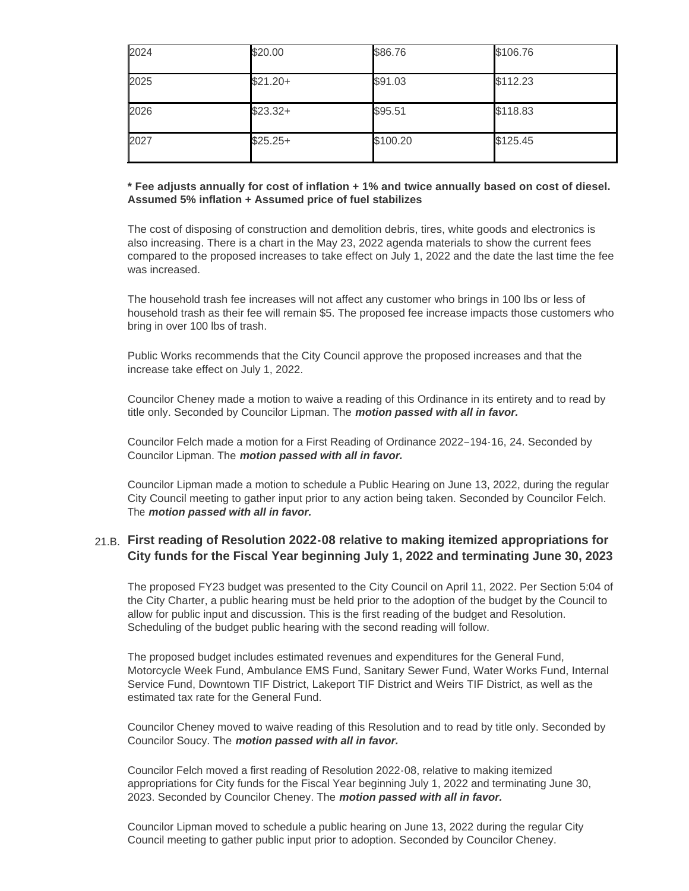| | | | |
|---|---|---|---|
| 2024 | $20.00 | $86.76 | $106.76 |
| 2025 | $21.20+ | $91.03 | $112.23 |
| 2026 | $23.32+ | $95.51 | $118.83 |
| 2027 | $25.25+ | $100.20 | $125.45 |

**\* Fee adjusts annually for cost of inflation + 1% and twice annually based on cost of diesel. Assumed 5% inflation + Assumed price of fuel stabilizes**

The cost of disposing of construction and demolition debris, tires, white goods and electronics is also increasing. There is a chart in the May 23, 2022 agenda materials to show the current fees compared to the proposed increases to take effect on July 1, 2022 and the date the last time the fee was increased.

The household trash fee increases will not affect any customer who brings in 100 lbs or less of household trash as their fee will remain $5. The proposed fee increase impacts those customers who bring in over 100 lbs of trash.

Public Works recommends that the City Council approve the proposed increases and that the increase take effect on July 1, 2022.

Councilor Cheney made a motion to waive a reading of this Ordinance in its entirety and to read by title only. Seconded by Councilor Lipman. The ***motion passed with all in favor.***

Councilor Felch made a motion for a First Reading of Ordinance 2022–194-16, 24. Seconded by Councilor Lipman. The ***motion passed with all in favor.***

Councilor Lipman made a motion to schedule a Public Hearing on June 13, 2022, during the regular City Council meeting to gather input prior to any action being taken. Seconded by Councilor Felch. The ***motion passed with all in favor.***

### 21.B. First reading of Resolution 2022-08 relative to making itemized appropriations for City funds for the Fiscal Year beginning July 1, 2022 and terminating June 30, 2023

The proposed FY23 budget was presented to the City Council on April 11, 2022. Per Section 5:04 of the City Charter, a public hearing must be held prior to the adoption of the budget by the Council to allow for public input and discussion. This is the first reading of the budget and Resolution. Scheduling of the budget public hearing with the second reading will follow.

The proposed budget includes estimated revenues and expenditures for the General Fund, Motorcycle Week Fund, Ambulance EMS Fund, Sanitary Sewer Fund, Water Works Fund, Internal Service Fund, Downtown TIF District, Lakeport TIF District and Weirs TIF District, as well as the estimated tax rate for the General Fund.

Councilor Cheney moved to waive reading of this Resolution and to read by title only. Seconded by Councilor Soucy. The ***motion passed with all in favor.***

Councilor Felch moved a first reading of Resolution 2022-08, relative to making itemized appropriations for City funds for the Fiscal Year beginning July 1, 2022 and terminating June 30, 2023. Seconded by Councilor Cheney. The ***motion passed with all in favor.***

Councilor Lipman moved to schedule a public hearing on June 13, 2022 during the regular City Council meeting to gather public input prior to adoption. Seconded by Councilor Cheney.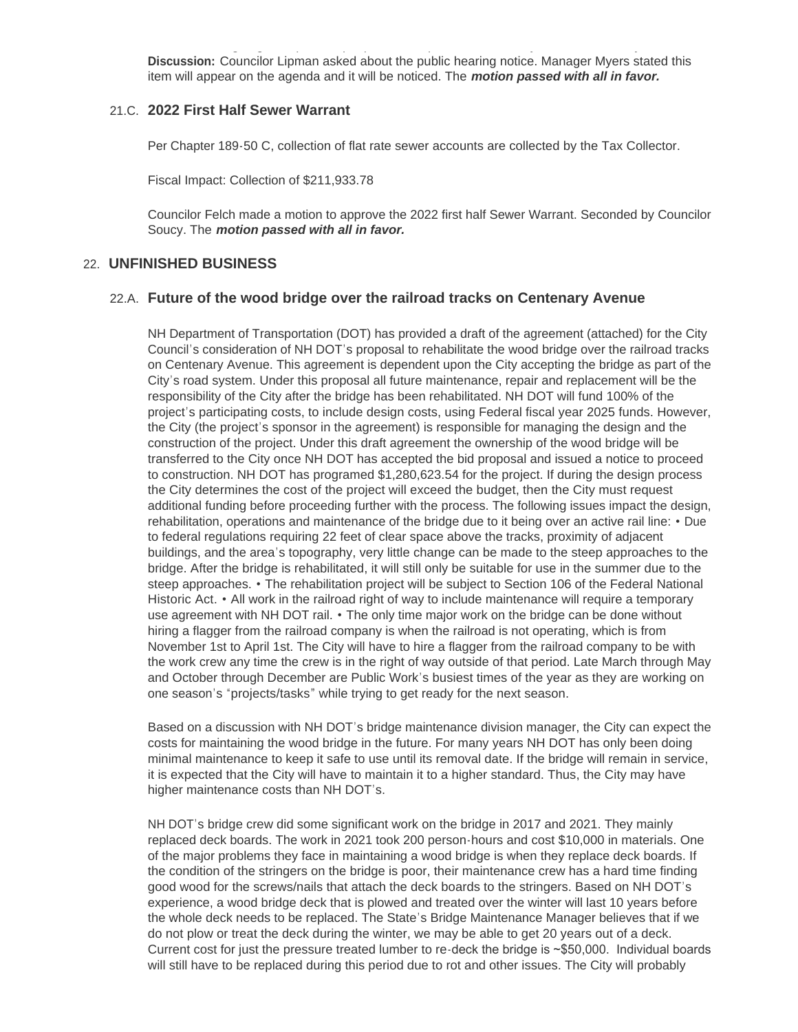**Discussion:** Councilor Lipman asked about the public hearing notice. Manager Myers stated this item will appear on the agenda and it will be noticed. The ***motion passed with all in favor.***

### 21.C. 2022 First Half Sewer Warrant

Per Chapter 189-50 C, collection of flat rate sewer accounts are collected by the Tax Collector.

Fiscal Impact: Collection of $211,933.78

Councilor Felch made a motion to approve the 2022 first half Sewer Warrant. Seconded by Councilor Soucy. The ***motion passed with all in favor.***

## 22. UNFINISHED BUSINESS

### 22.A. Future of the wood bridge over the railroad tracks on Centenary Avenue

NH Department of Transportation (DOT) has provided a draft of the agreement (attached) for the City Council's consideration of NH DOT's proposal to rehabilitate the wood bridge over the railroad tracks on Centenary Avenue. This agreement is dependent upon the City accepting the bridge as part of the City's road system. Under this proposal all future maintenance, repair and replacement will be the responsibility of the City after the bridge has been rehabilitated. NH DOT will fund 100% of the project's participating costs, to include design costs, using Federal fiscal year 2025 funds. However, the City (the project's sponsor in the agreement) is responsible for managing the design and the construction of the project. Under this draft agreement the ownership of the wood bridge will be transferred to the City once NH DOT has accepted the bid proposal and issued a notice to proceed to construction. NH DOT has programed $1,280,623.54 for the project. If during the design process the City determines the cost of the project will exceed the budget, then the City must request additional funding before proceeding further with the process. The following issues impact the design, rehabilitation, operations and maintenance of the bridge due to it being over an active rail line: • Due to federal regulations requiring 22 feet of clear space above the tracks, proximity of adjacent buildings, and the area's topography, very little change can be made to the steep approaches to the bridge. After the bridge is rehabilitated, it will still only be suitable for use in the summer due to the steep approaches. • The rehabilitation project will be subject to Section 106 of the Federal National Historic Act. • All work in the railroad right of way to include maintenance will require a temporary use agreement with NH DOT rail. • The only time major work on the bridge can be done without hiring a flagger from the railroad company is when the railroad is not operating, which is from November 1st to April 1st. The City will have to hire a flagger from the railroad company to be with the work crew any time the crew is in the right of way outside of that period. Late March through May and October through December are Public Work's busiest times of the year as they are working on one season's "projects/tasks" while trying to get ready for the next season.

Based on a discussion with NH DOT's bridge maintenance division manager, the City can expect the costs for maintaining the wood bridge in the future. For many years NH DOT has only been doing minimal maintenance to keep it safe to use until its removal date. If the bridge will remain in service, it is expected that the City will have to maintain it to a higher standard. Thus, the City may have higher maintenance costs than NH DOT's.

NH DOT's bridge crew did some significant work on the bridge in 2017 and 2021. They mainly replaced deck boards. The work in 2021 took 200 person-hours and cost $10,000 in materials. One of the major problems they face in maintaining a wood bridge is when they replace deck boards. If the condition of the stringers on the bridge is poor, their maintenance crew has a hard time finding good wood for the screws/nails that attach the deck boards to the stringers. Based on NH DOT's experience, a wood bridge deck that is plowed and treated over the winter will last 10 years before the whole deck needs to be replaced. The State's Bridge Maintenance Manager believes that if we do not plow or treat the deck during the winter, we may be able to get 20 years out of a deck. Current cost for just the pressure treated lumber to re-deck the bridge is ~$50,000. Individual boards will still have to be replaced during this period due to rot and other issues. The City will probably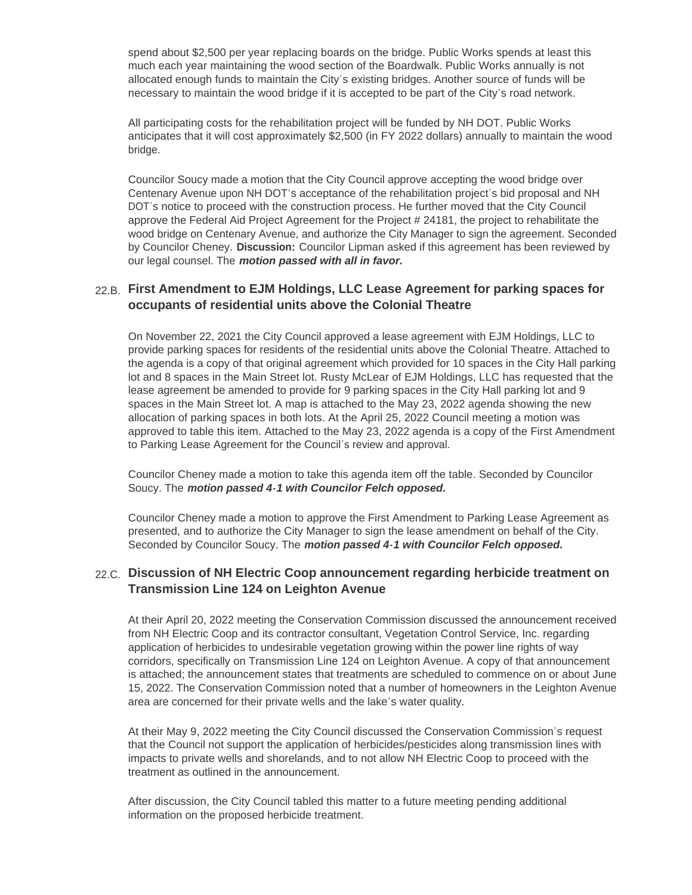spend about $2,500 per year replacing boards on the bridge. Public Works spends at least this much each year maintaining the wood section of the Boardwalk. Public Works annually is not allocated enough funds to maintain the City's existing bridges. Another source of funds will be necessary to maintain the wood bridge if it is accepted to be part of the City's road network.

All participating costs for the rehabilitation project will be funded by NH DOT. Public Works anticipates that it will cost approximately $2,500 (in FY 2022 dollars) annually to maintain the wood bridge.

Councilor Soucy made a motion that the City Council approve accepting the wood bridge over Centenary Avenue upon NH DOT's acceptance of the rehabilitation project's bid proposal and NH DOT's notice to proceed with the construction process. He further moved that the City Council approve the Federal Aid Project Agreement for the Project # 24181, the project to rehabilitate the wood bridge on Centenary Avenue, and authorize the City Manager to sign the agreement. Seconded by Councilor Cheney. **Discussion:** Councilor Lipman asked if this agreement has been reviewed by our legal counsel. The ***motion passed with all in favor.***

### 22.B. First Amendment to EJM Holdings, LLC Lease Agreement for parking spaces for occupants of residential units above the Colonial Theatre

On November 22, 2021 the City Council approved a lease agreement with EJM Holdings, LLC to provide parking spaces for residents of the residential units above the Colonial Theatre. Attached to the agenda is a copy of that original agreement which provided for 10 spaces in the City Hall parking lot and 8 spaces in the Main Street lot. Rusty McLear of EJM Holdings, LLC has requested that the lease agreement be amended to provide for 9 parking spaces in the City Hall parking lot and 9 spaces in the Main Street lot. A map is attached to the May 23, 2022 agenda showing the new allocation of parking spaces in both lots. At the April 25, 2022 Council meeting a motion was approved to table this item. Attached to the May 23, 2022 agenda is a copy of the First Amendment to Parking Lease Agreement for the Council's review and approval.

Councilor Cheney made a motion to take this agenda item off the table. Seconded by Councilor Soucy. The ***motion passed 4-1 with Councilor Felch opposed.***

Councilor Cheney made a motion to approve the First Amendment to Parking Lease Agreement as presented, and to authorize the City Manager to sign the lease amendment on behalf of the City. Seconded by Councilor Soucy. The ***motion passed 4-1 with Councilor Felch opposed.***

### 22.C. Discussion of NH Electric Coop announcement regarding herbicide treatment on Transmission Line 124 on Leighton Avenue

At their April 20, 2022 meeting the Conservation Commission discussed the announcement received from NH Electric Coop and its contractor consultant, Vegetation Control Service, Inc. regarding application of herbicides to undesirable vegetation growing within the power line rights of way corridors, specifically on Transmission Line 124 on Leighton Avenue. A copy of that announcement is attached; the announcement states that treatments are scheduled to commence on or about June 15, 2022. The Conservation Commission noted that a number of homeowners in the Leighton Avenue area are concerned for their private wells and the lake's water quality.

At their May 9, 2022 meeting the City Council discussed the Conservation Commission's request that the Council not support the application of herbicides/pesticides along transmission lines with impacts to private wells and shorelands, and to not allow NH Electric Coop to proceed with the treatment as outlined in the announcement.

After discussion, the City Council tabled this matter to a future meeting pending additional information on the proposed herbicide treatment.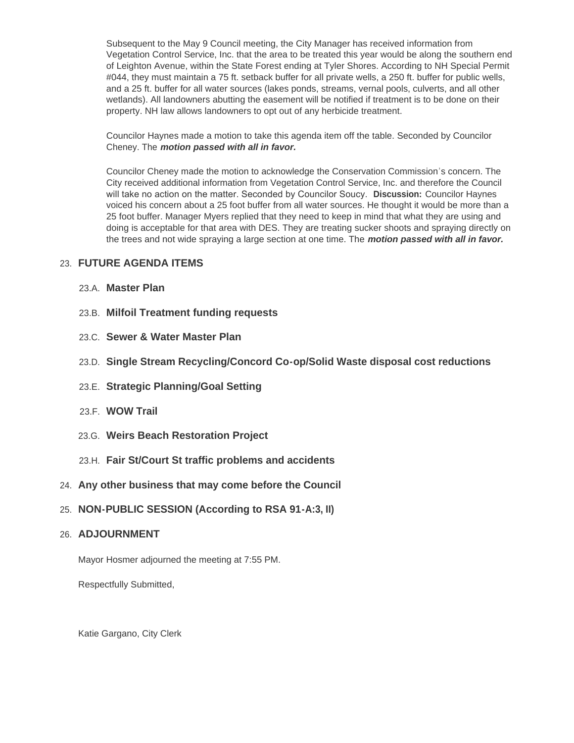Subsequent to the May 9 Council meeting, the City Manager has received information from Vegetation Control Service, Inc. that the area to be treated this year would be along the southern end of Leighton Avenue, within the State Forest ending at Tyler Shores. According to NH Special Permit #044, they must maintain a 75 ft. setback buffer for all private wells, a 250 ft. buffer for public wells, and a 25 ft. buffer for all water sources (lakes ponds, streams, vernal pools, culverts, and all other wetlands). All landowners abutting the easement will be notified if treatment is to be done on their property. NH law allows landowners to opt out of any herbicide treatment.

Councilor Haynes made a motion to take this agenda item off the table. Seconded by Councilor Cheney. The ***motion passed with all in favor.***

Councilor Cheney made the motion to acknowledge the Conservation Commission's concern. The City received additional information from Vegetation Control Service, Inc. and therefore the Council will take no action on the matter. Seconded by Councilor Soucy. **Discussion:** Councilor Haynes voiced his concern about a 25 foot buffer from all water sources. He thought it would be more than a 25 foot buffer. Manager Myers replied that they need to keep in mind that what they are using and doing is acceptable for that area with DES. They are treating sucker shoots and spraying directly on the trees and not wide spraying a large section at one time. The ***motion passed with all in favor.***

## 23. FUTURE AGENDA ITEMS

### 23.A. Master Plan

### 23.B. Milfoil Treatment funding requests

### 23.C. Sewer & Water Master Plan

### 23.D. Single Stream Recycling/Concord Co-op/Solid Waste disposal cost reductions

### 23.E. Strategic Planning/Goal Setting

### 23.F. WOW Trail

### 23.G. Weirs Beach Restoration Project

### 23.H. Fair St/Court St traffic problems and accidents

## 24. Any other business that may come before the Council

## 25. NON-PUBLIC SESSION (According to RSA 91-A:3, II)

## 26. ADJOURNMENT

Mayor Hosmer adjourned the meeting at 7:55 PM.

Respectfully Submitted,

Katie Gargano, City Clerk